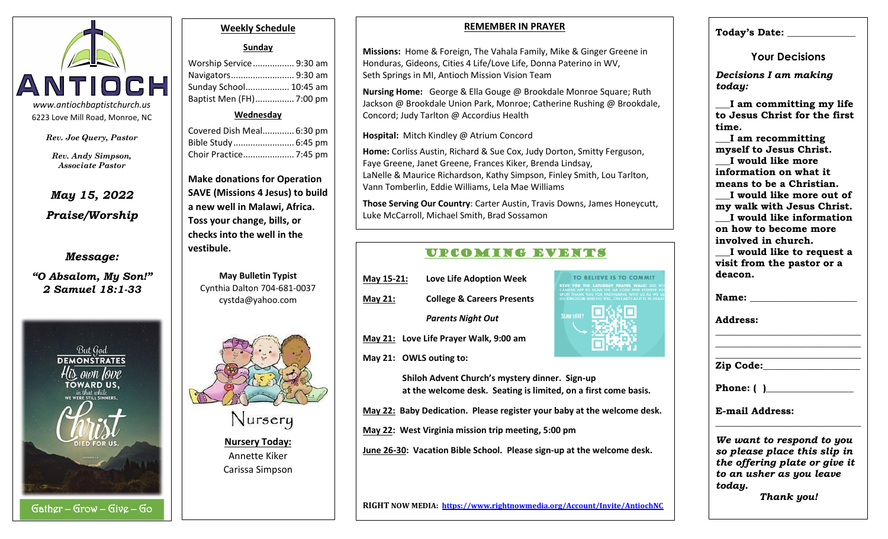# ANTIOCH

www.antiochbaptistchurch.us
6223 Love Mill Road, Monroe, NC

*Rev. Joe Query, Pastor*

*Rev. Andy Simpson, Associate Pastor*

***May 15, 2022***

***Praise/Worship***

***Message:***

***"O Absalom, My Son!" 2 Samuel 18:1-33***

But God DEMONSTRATES His own love TOWARD US, in that while WE WERE STILL SINNERS, Christ DIED FOR US.

Gather – Grow – Give – Go

## Weekly Schedule

### Sunday

Worship Service................. 9:30 am
Navigators.......................... 9:30 am
Sunday School.................. 10:45 am
Baptist Men (FH)................ 7:00 pm

### Wednesday

Covered Dish Meal............. 6:30 pm
Bible Study.......................... 6:45 pm
Choir Practice..................... 7:45 pm

**Make donations for Operation SAVE (Missions 4 Jesus) to build a new well in Malawi, Africa. Toss your change, bills, or checks into the well in the vestibule.**

**May Bulletin Typist**
Cynthia Dalton 704-681-0037
cystda@yahoo.com

Nursery

**Nursery Today:**
Annette Kiker
Carissa Simpson

## REMEMBER IN PRAYER

**Missions:** Home & Foreign, The Vahala Family, Mike & Ginger Greene in Honduras, Gideons, Cities 4 Life/Love Life, Donna Paterino in WV, Seth Springs in MI, Antioch Mission Vision Team

**Nursing Home:** George & Ella Gouge @ Brookdale Monroe Square; Ruth Jackson @ Brookdale Union Park, Monroe; Catherine Rushing @ Brookdale, Concord; Judy Tarlton @ Accordius Health

**Hospital:** Mitch Kindley @ Atrium Concord

**Home:** Corliss Austin, Richard & Sue Cox, Judy Dorton, Smitty Ferguson, Faye Greene, Janet Greene, Frances Kiker, Brenda Lindsay, LaNelle & Maurice Richardson, Kathy Simpson, Finley Smith, Lou Tarlton, Vann Tomberlin, Eddie Williams, Lela Mae Williams

**Those Serving Our Country**: Carter Austin, Travis Downs, James Honeycutt, Luke McCarroll, Michael Smith, Brad Sossamon

## UPCOMING EVENTS

**May 15-21:** **Love Life Adoption Week**

**May 21:** **College & Careers Presents** ***Parents Night Out***

**May 21: Love Life Prayer Walk, 9:00 am**

**May 21: OWLS outing to:**

**Shiloh Advent Church's mystery dinner. Sign-up at the welcome desk. Seating is limited, on a first come basis.**

**May 22: Baby Dedication. Please register your baby at the welcome desk.**

**May 22: West Virginia mission trip meeting, 5:00 pm**

**June 26-30: Vacation Bible School. Please sign-up at the welcome desk.**

TO BELIEVE IS TO COMMIT
RSVP FOR THE SATURDAY PRAYER WALK! USE YOUR CAMERA APP TO SCAN THE QR CODE AND RESERVE YOUR SPOT! THANK YOU FOR PARTNERING WITH US AS WE SEEK HIS KINGDOM AND HIS WILL, ON EARTH AS IT IS IN HEAVEN.
SCAN HERE!

**RIGHT NOW MEDIA: https://www.rightnowmedia.org/Account/Invite/AntiochNC**

**Today's Date: ______________**

## Your Decisions

***Decisions I am making today:***

**___I am committing my life to Jesus Christ for the first time.**
**___I am recommitting myself to Jesus Christ.**
**___I would like more information on what it means to be a Christian.**
**___I would like more out of my walk with Jesus Christ.**
**___I would like information on how to become more involved in church.**
**___I would like to request a visit from the pastor or a deacon.**

**Name:** ______________________

**Address:**
______________________
______________________
______________________

**Zip Code:**___________________

**Phone: (  )**__________________

**E-mail Address:**
______________________

***We want to respond to you so please place this slip in the offering plate or give it to an usher as you leave today.***

***Thank you!***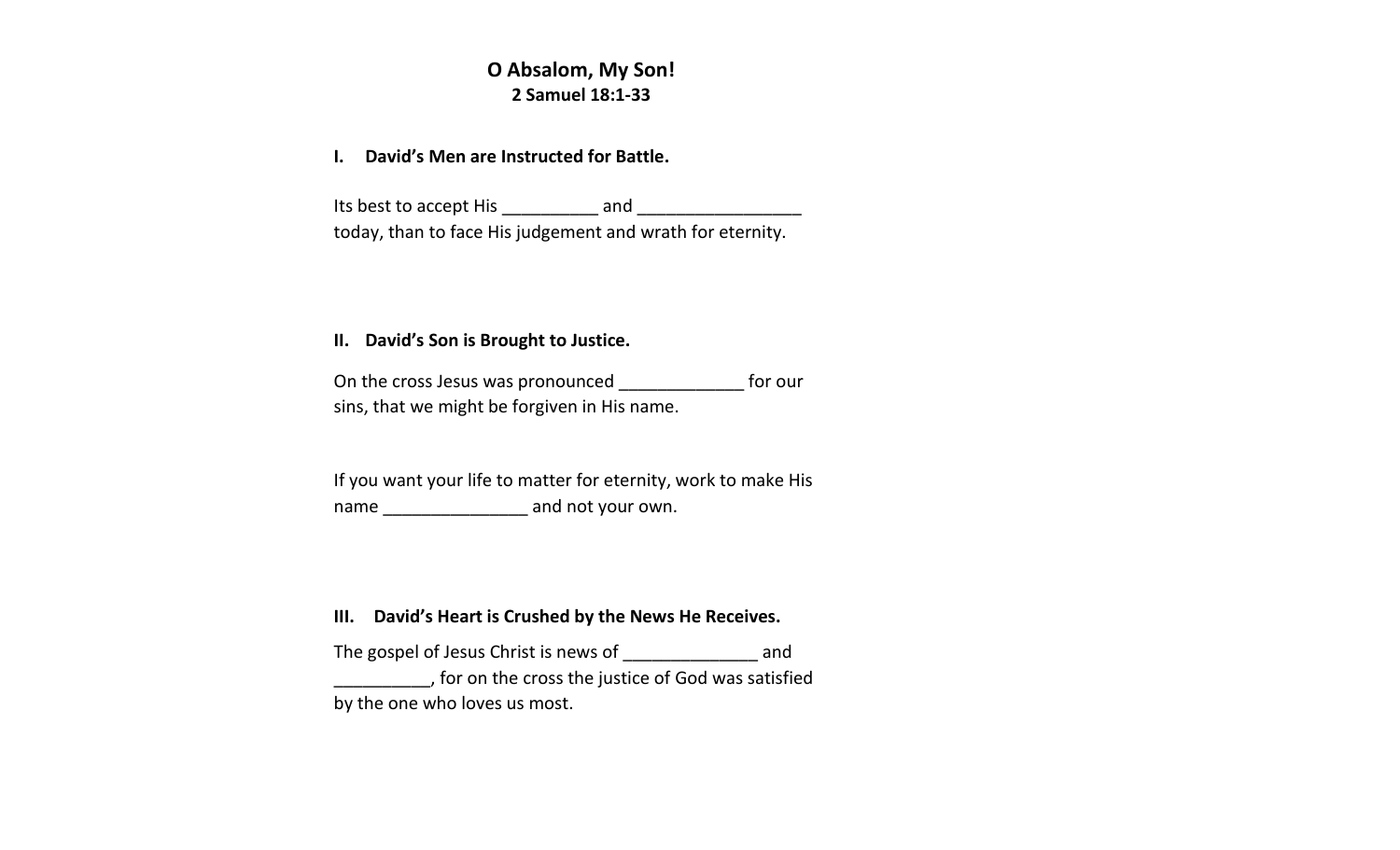# O Absalom, My Son!
## 2 Samuel 18:1-33

### I. David's Men are Instructed for Battle.

Its best to accept His __________ and _________________ today, than to face His judgement and wrath for eternity.

### II. David's Son is Brought to Justice.

On the cross Jesus was pronounced _____________ for our sins, that we might be forgiven in His name.

If you want your life to matter for eternity, work to make His name _______________ and not your own.

### III. David's Heart is Crushed by the News He Receives.

The gospel of Jesus Christ is news of ______________ and __________, for on the cross the justice of God was satisfied by the one who loves us most.